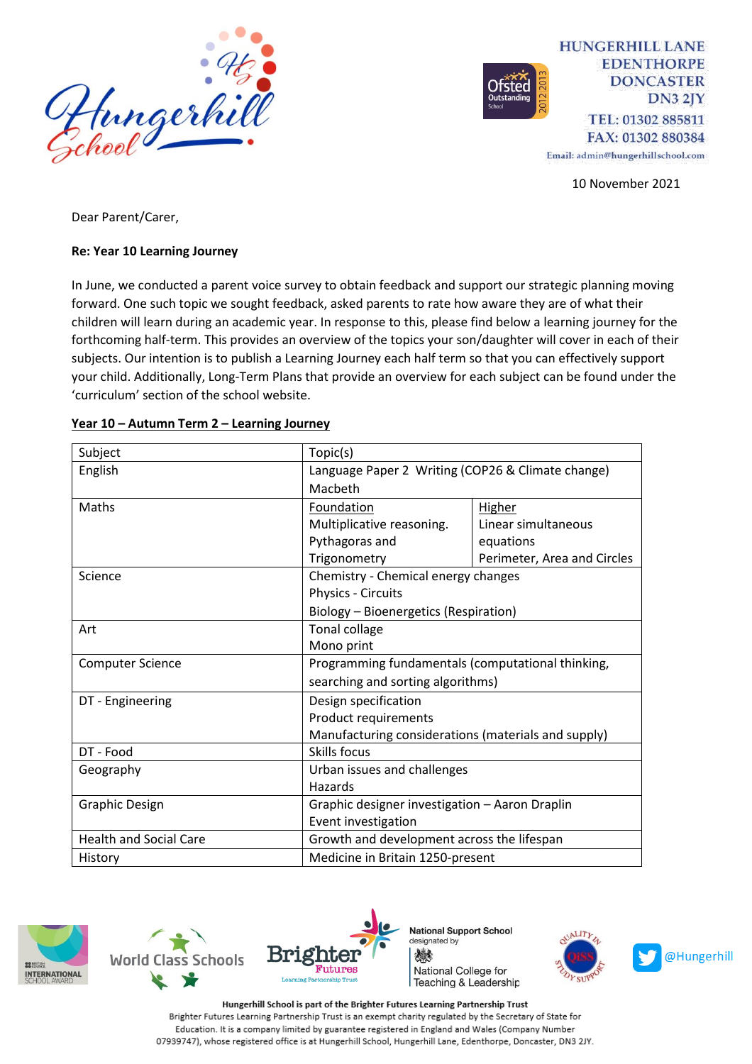HUNGERHILL LANE
EDENTHORPE
DONCASTER
DN3 2JY
TEL: 01302 885811
FAX: 01302 880384
Email: admin@hungerhillschool.com

10 November 2021

Dear Parent/Carer,

**Re: Year 10 Learning Journey**

In June, we conducted a parent voice survey to obtain feedback and support our strategic planning moving forward. One such topic we sought feedback, asked parents to rate how aware they are of what their children will learn during an academic year. In response to this, please find below a learning journey for the forthcoming half-term. This provides an overview of the topics your son/daughter will cover in each of their subjects. Our intention is to publish a Learning Journey each half term so that you can effectively support your child. Additionally, Long-Term Plans that provide an overview for each subject can be found under the 'curriculum' section of the school website.

**Year 10 – Autumn Term 2 – Learning Journey**

| Subject | Topic(s) | |
|---|---|---|
| English | Language Paper 2 Writing (COP26 & Climate change)<br>Macbeth | |
| Maths | Foundation<br>Multiplicative reasoning.<br>Pythagoras and Trigonometry | Higher<br>Linear simultaneous equations<br>Perimeter, Area and Circles |
| Science | Chemistry - Chemical energy changes<br>Physics - Circuits<br>Biology – Bioenergetics (Respiration) | |
| Art | Tonal collage<br>Mono print | |
| Computer Science | Programming fundamentals (computational thinking, searching and sorting algorithms) | |
| DT - Engineering | Design specification<br>Product requirements<br>Manufacturing considerations (materials and supply) | |
| DT - Food | Skills focus | |
| Geography | Urban issues and challenges<br>Hazards | |
| Graphic Design | Graphic designer investigation – Aaron Draplin<br>Event investigation | |
| Health and Social Care | Growth and development across the lifespan | |
| History | Medicine in Britain 1250-present | |

@Hungerhill

Hungerhill School is part of the Brighter Futures Learning Partnership Trust
Brighter Futures Learning Partnership Trust is an exempt charity regulated by the Secretary of State for Education. It is a company limited by guarantee registered in England and Wales (Company Number 07939747), whose registered office is at Hungerhill School, Hungerhill Lane, Edenthorpe, Doncaster, DN3 2JY.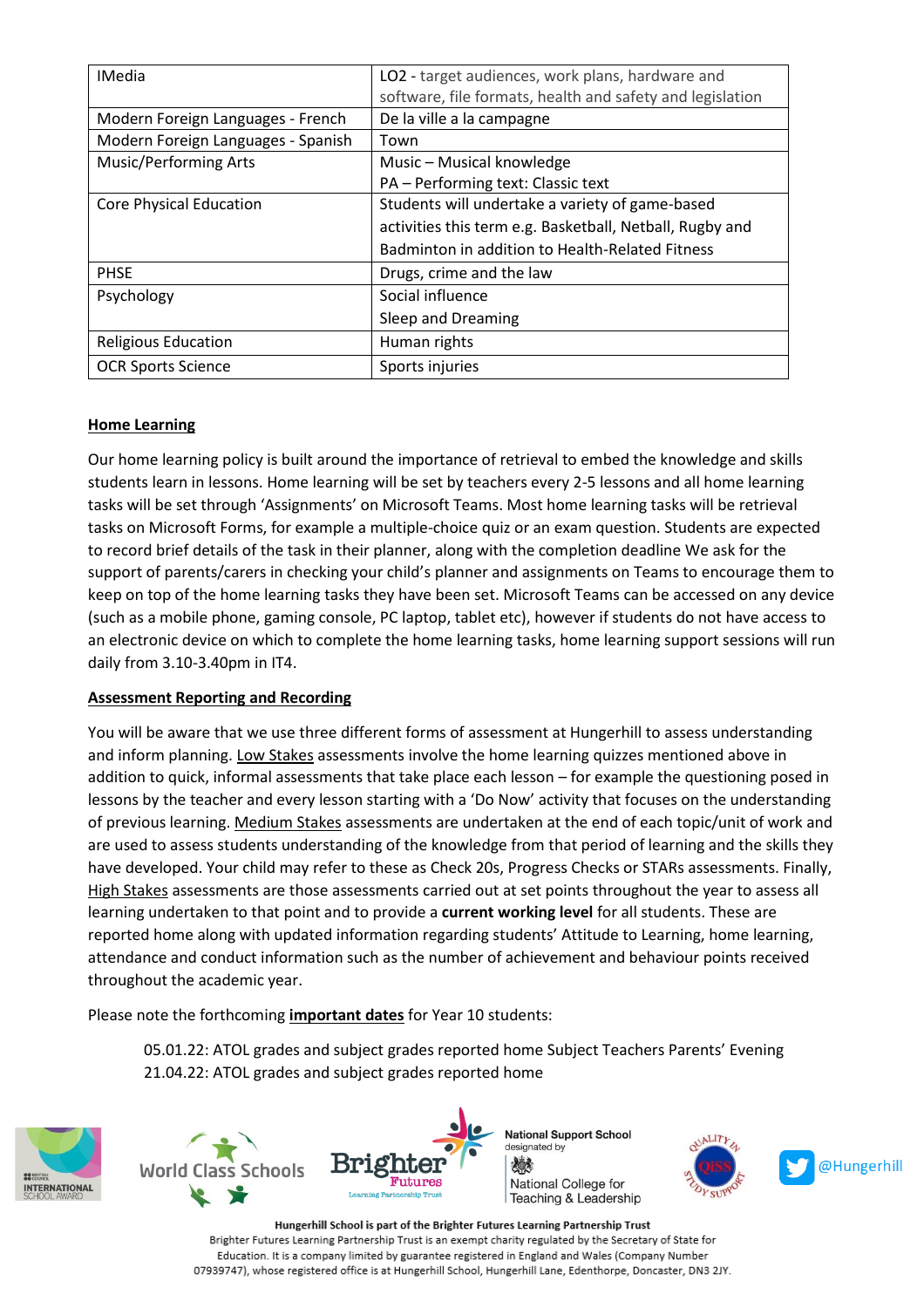| IMedia | LO2 - target audiences, work plans, hardware and software, file formats, health and safety and legislation |
|---|---|
| Modern Foreign Languages - French | De la ville a la campagne |
| Modern Foreign Languages - Spanish | Town |
| Music/Performing Arts | Music – Musical knowledge<br>PA – Performing text: Classic text |
| Core Physical Education | Students will undertake a variety of game-based activities this term e.g. Basketball, Netball, Rugby and Badminton in addition to Health-Related Fitness |
| PHSE | Drugs, crime and the law |
| Psychology | Social influence<br>Sleep and Dreaming |
| Religious Education | Human rights |
| OCR Sports Science | Sports injuries |

## Home Learning

Our home learning policy is built around the importance of retrieval to embed the knowledge and skills students learn in lessons. Home learning will be set by teachers every 2-5 lessons and all home learning tasks will be set through 'Assignments' on Microsoft Teams. Most home learning tasks will be retrieval tasks on Microsoft Forms, for example a multiple-choice quiz or an exam question. Students are expected to record brief details of the task in their planner, along with the completion deadline We ask for the support of parents/carers in checking your child's planner and assignments on Teams to encourage them to keep on top of the home learning tasks they have been set. Microsoft Teams can be accessed on any device (such as a mobile phone, gaming console, PC laptop, tablet etc), however if students do not have access to an electronic device on which to complete the home learning tasks, home learning support sessions will run daily from 3.10-3.40pm in IT4.

## Assessment Reporting and Recording

You will be aware that we use three different forms of assessment at Hungerhill to assess understanding and inform planning. Low Stakes assessments involve the home learning quizzes mentioned above in addition to quick, informal assessments that take place each lesson – for example the questioning posed in lessons by the teacher and every lesson starting with a 'Do Now' activity that focuses on the understanding of previous learning. Medium Stakes assessments are undertaken at the end of each topic/unit of work and are used to assess students understanding of the knowledge from that period of learning and the skills they have developed. Your child may refer to these as Check 20s, Progress Checks or STARs assessments. Finally, High Stakes assessments are those assessments carried out at set points throughout the year to assess all learning undertaken to that point and to provide a **current working level** for all students. These are reported home along with updated information regarding students' Attitude to Learning, home learning, attendance and conduct information such as the number of achievement and behaviour points received throughout the academic year.

Please note the forthcoming **important dates** for Year 10 students:

05.01.22: ATOL grades and subject grades reported home Subject Teachers Parents' Evening
21.04.22: ATOL grades and subject grades reported home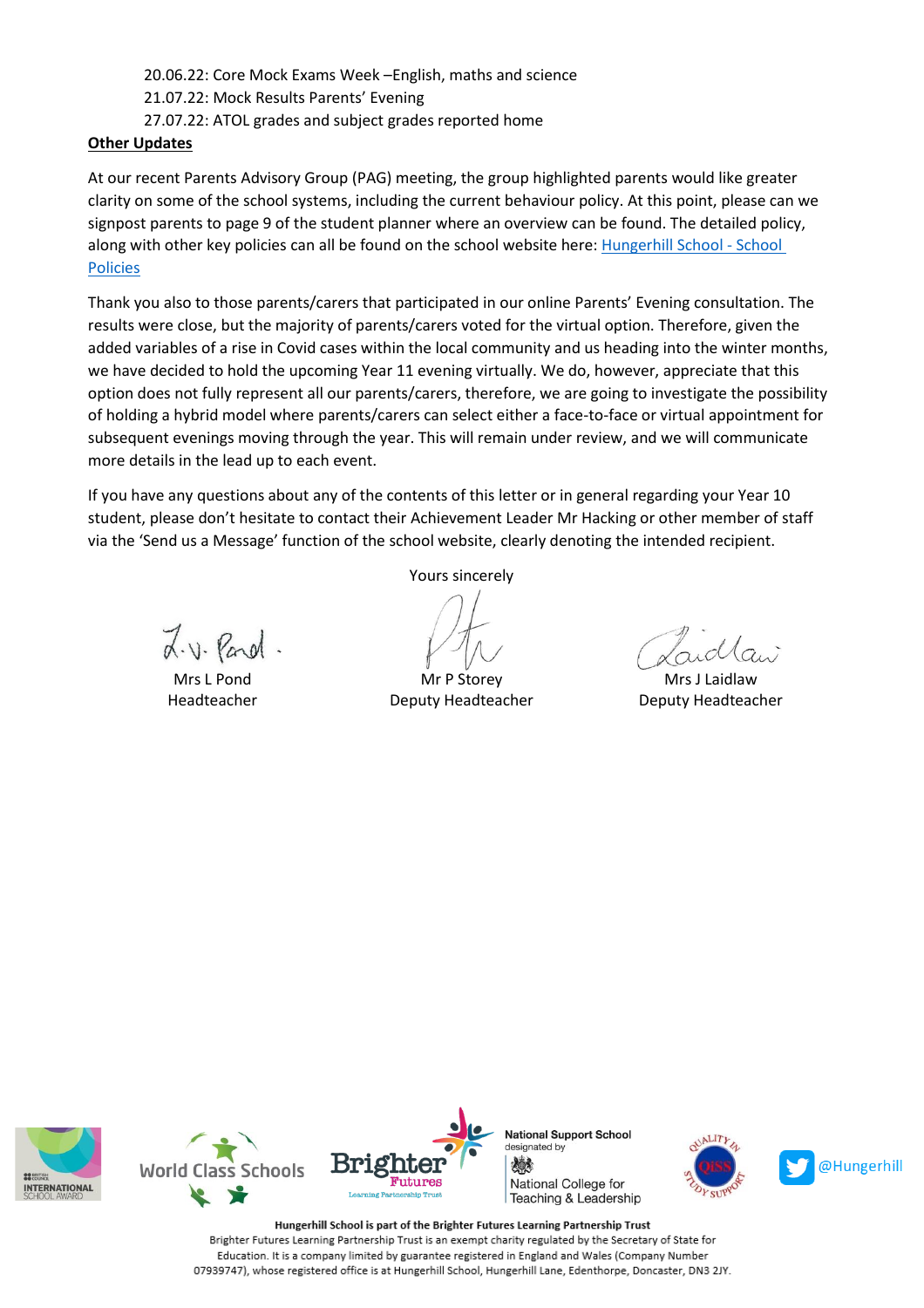20.06.22: Core Mock Exams Week –English, maths and science
21.07.22: Mock Results Parents' Evening
27.07.22: ATOL grades and subject grades reported home

**Other Updates**

At our recent Parents Advisory Group (PAG) meeting, the group highlighted parents would like greater clarity on some of the school systems, including the current behaviour policy. At this point, please can we signpost parents to page 9 of the student planner where an overview can be found. The detailed policy, along with other key policies can all be found on the school website here: [Hungerhill School - School Policies]

Thank you also to those parents/carers that participated in our online Parents' Evening consultation. The results were close, but the majority of parents/carers voted for the virtual option. Therefore, given the added variables of a rise in Covid cases within the local community and us heading into the winter months, we have decided to hold the upcoming Year 11 evening virtually. We do, however, appreciate that this option does not fully represent all our parents/carers, therefore, we are going to investigate the possibility of holding a hybrid model where parents/carers can select either a face-to-face or virtual appointment for subsequent evenings moving through the year. This will remain under review, and we will communicate more details in the lead up to each event.

If you have any questions about any of the contents of this letter or in general regarding your Year 10 student, please don't hesitate to contact their Achievement Leader Mr Hacking or other member of staff via the 'Send us a Message' function of the school website, clearly denoting the intended recipient.

Yours sincerely

| | | |
|---|---|---|
| Mrs L Pond | Mr P Storey | Mrs J Laidlaw |
| Headteacher | Deputy Headteacher | Deputy Headteacher |

INTERNATIONAL SCHOOL AWARD

World Class Schools

Brighter Futures Learning Partnership Trust

National Support School designated by National College for Teaching & Leadership

Quality in Study Support

@Hungerhill

**Hungerhill School is part of the Brighter Futures Learning Partnership Trust**

Brighter Futures Learning Partnership Trust is an exempt charity regulated by the Secretary of State for Education. It is a company limited by guarantee registered in England and Wales (Company Number 07939747), whose registered office is at Hungerhill School, Hungerhill Lane, Edenthorpe, Doncaster, DN3 2JY.